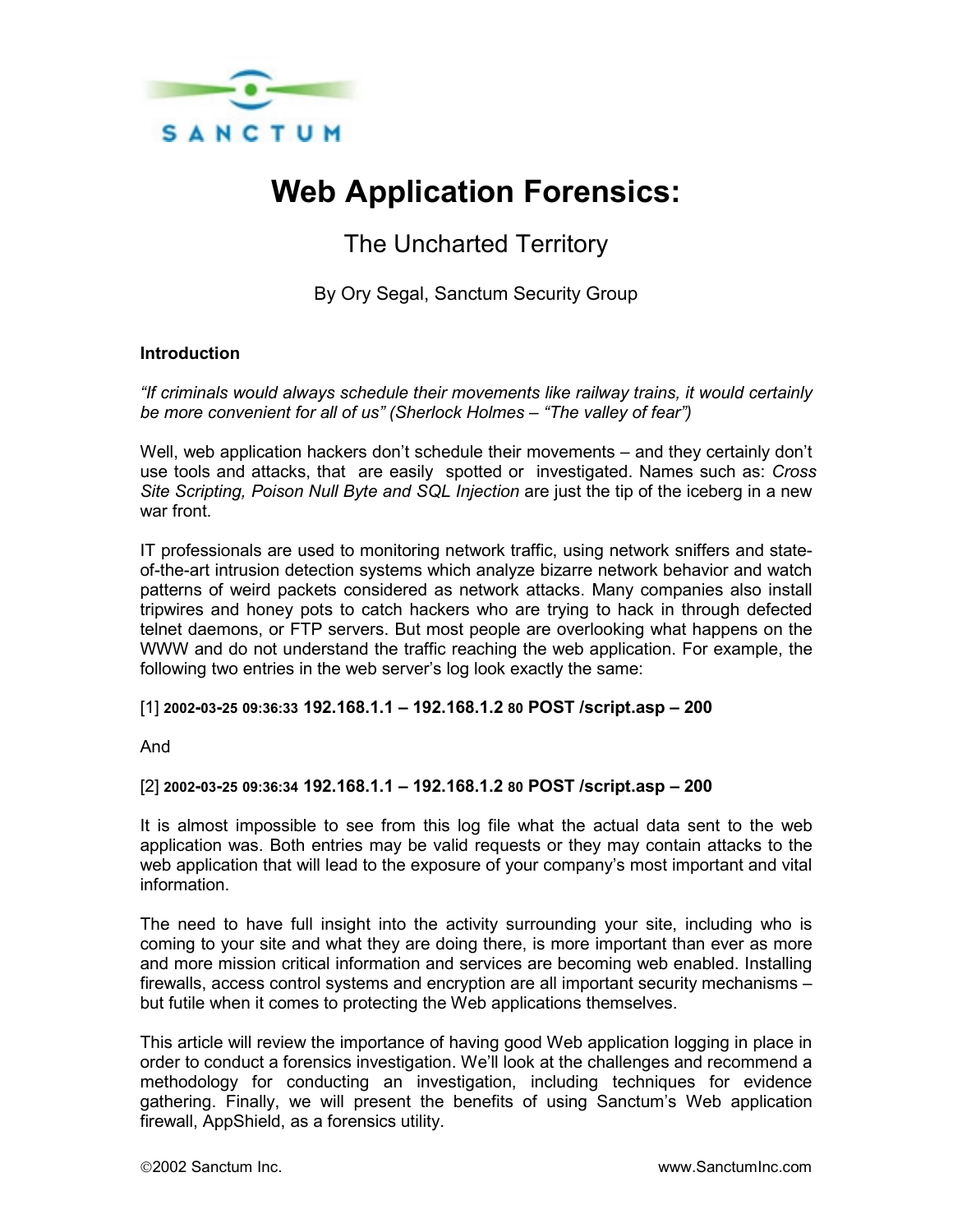SANCTUM

# Web Application Forensics:

## The Uncharted Territory

By Ory Segal, Sanctum Security Group

### Introduction

*"If criminals would always schedule their movements like railway trains, it would certainly be more convenient for all of us" (Sherlock Holmes – "The valley of fear")*

Well, web application hackers don't schedule their movements – and they certainly don't use tools and attacks, that are easily spotted or investigated. Names such as: *Cross Site Scripting, Poison Null Byte and SQL Injection* are just the tip of the iceberg in a new war front.

IT professionals are used to monitoring network traffic, using network sniffers and state-of-the-art intrusion detection systems which analyze bizarre network behavior and watch patterns of weird packets considered as network attacks. Many companies also install tripwires and honey pots to catch hackers who are trying to hack in through defected telnet daemons, or FTP servers. But most people are overlooking what happens on the WWW and do not understand the traffic reaching the web application. For example, the following two entries in the web server's log look exactly the same:

[1] **2002-03-25 09:36:33 192.168.1.1 – 192.168.1.2 80 POST /script.asp – 200**

And

[2] **2002-03-25 09:36:34 192.168.1.1 – 192.168.1.2 80 POST /script.asp – 200**

It is almost impossible to see from this log file what the actual data sent to the web application was. Both entries may be valid requests or they may contain attacks to the web application that will lead to the exposure of your company's most important and vital information.

The need to have full insight into the activity surrounding your site, including who is coming to your site and what they are doing there, is more important than ever as more and more mission critical information and services are becoming web enabled. Installing firewalls, access control systems and encryption are all important security mechanisms – but futile when it comes to protecting the Web applications themselves.

This article will review the importance of having good Web application logging in place in order to conduct a forensics investigation. We'll look at the challenges and recommend a methodology for conducting an investigation, including techniques for evidence gathering. Finally, we will present the benefits of using Sanctum's Web application firewall, AppShield, as a forensics utility.

©2002 Sanctum Inc. www.SanctumInc.com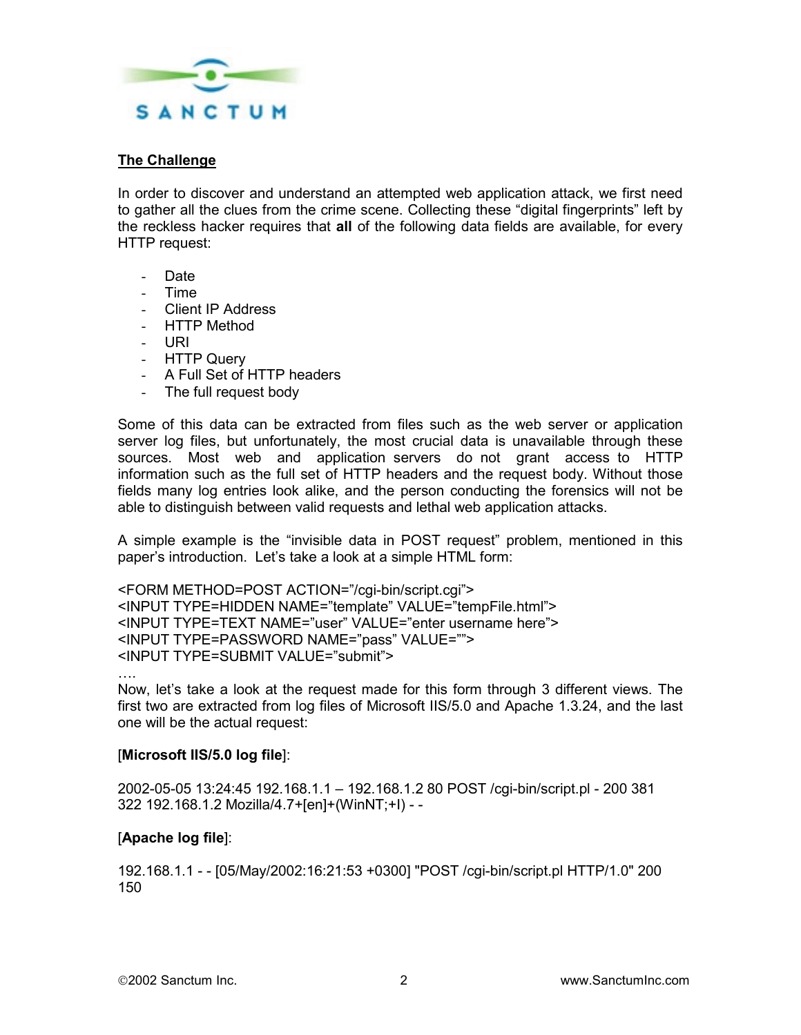## The Challenge

In order to discover and understand an attempted web application attack, we first need to gather all the clues from the crime scene. Collecting these "digital fingerprints" left by the reckless hacker requires that **all** of the following data fields are available, for every HTTP request:

- Date
- Time
- Client IP Address
- HTTP Method
- URI
- HTTP Query
- A Full Set of HTTP headers
- The full request body

Some of this data can be extracted from files such as the web server or application server log files, but unfortunately, the most crucial data is unavailable through these sources. Most web and application servers do not grant access to HTTP information such as the full set of HTTP headers and the request body. Without those fields many log entries look alike, and the person conducting the forensics will not be able to distinguish between valid requests and lethal web application attacks.

A simple example is the "invisible data in POST request" problem, mentioned in this paper's introduction. Let's take a look at a simple HTML form:

```
<FORM METHOD=POST ACTION="/cgi-bin/script.cgi">
<INPUT TYPE=HIDDEN NAME="template" VALUE="tempFile.html">
<INPUT TYPE=TEXT NAME="user" VALUE="enter username here">
<INPUT TYPE=PASSWORD NAME="pass" VALUE="">
<INPUT TYPE=SUBMIT VALUE="submit">
….
```

Now, let's take a look at the request made for this form through 3 different views. The first two are extracted from log files of Microsoft IIS/5.0 and Apache 1.3.24, and the last one will be the actual request:

[**Microsoft IIS/5.0 log file**]:

```
2002-05-05 13:24:45 192.168.1.1 – 192.168.1.2 80 POST /cgi-bin/script.pl - 200 381
322 192.168.1.2 Mozilla/4.7+[en]+(WinNT;+I) - -
```

[**Apache log file**]:

```
192.168.1.1 - - [05/May/2002:16:21:53 +0300] "POST /cgi-bin/script.pl HTTP/1.0" 200
150
```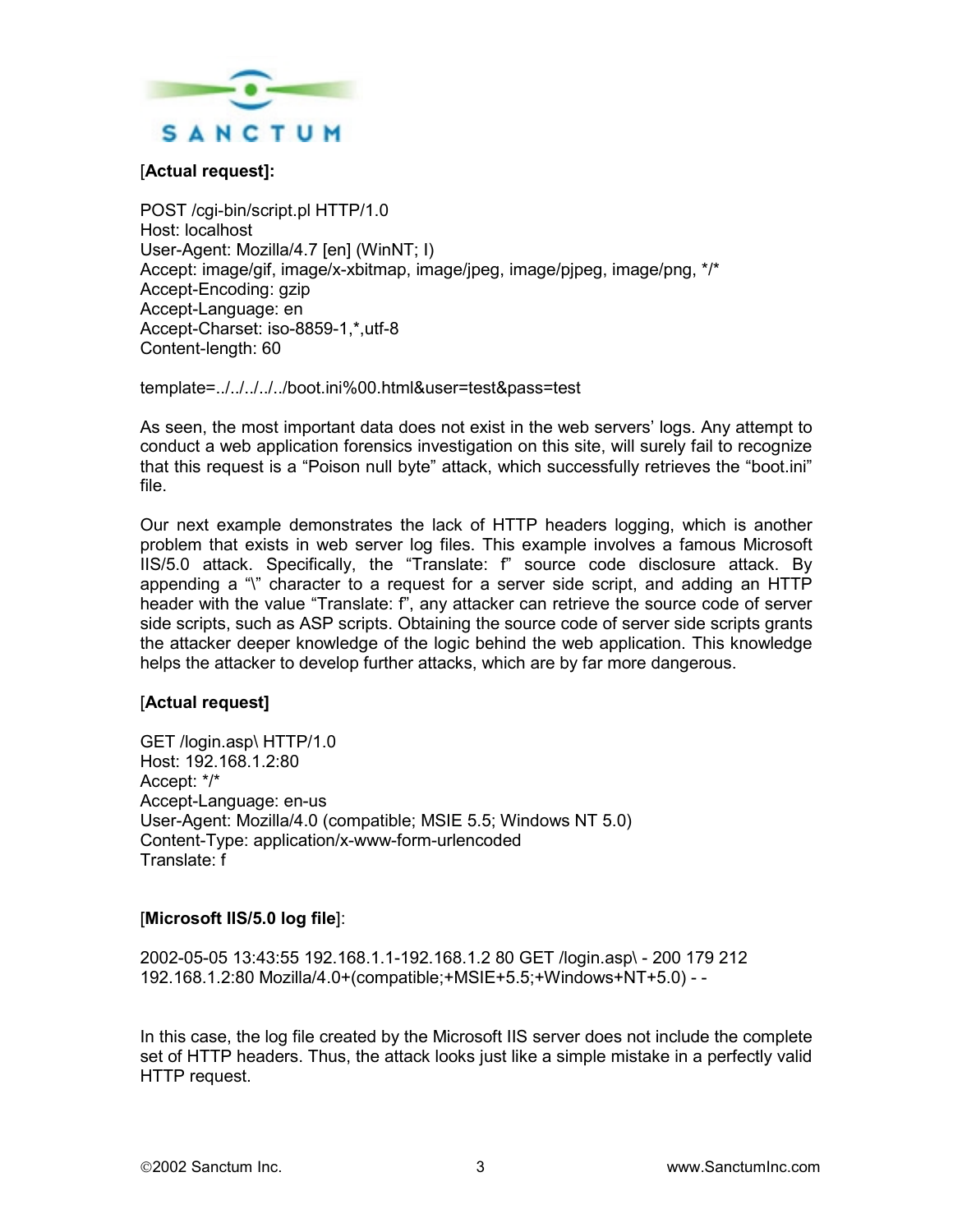[**Actual request]:**

```
POST /cgi-bin/script.pl HTTP/1.0
Host: localhost
User-Agent: Mozilla/4.7 [en] (WinNT; I)
Accept: image/gif, image/x-xbitmap, image/jpeg, image/pjpeg, image/png, */*
Accept-Encoding: gzip
Accept-Language: en
Accept-Charset: iso-8859-1,*,utf-8
Content-length: 60

template=../../../../../boot.ini%00.html&user=test&pass=test
```

As seen, the most important data does not exist in the web servers' logs. Any attempt to conduct a web application forensics investigation on this site, will surely fail to recognize that this request is a "Poison null byte" attack, which successfully retrieves the "boot.ini" file.

Our next example demonstrates the lack of HTTP headers logging, which is another problem that exists in web server log files. This example involves a famous Microsoft IIS/5.0 attack. Specifically, the "Translate: f" source code disclosure attack. By appending a "\" character to a request for a server side script, and adding an HTTP header with the value "Translate: f", any attacker can retrieve the source code of server side scripts, such as ASP scripts. Obtaining the source code of server side scripts grants the attacker deeper knowledge of the logic behind the web application. This knowledge helps the attacker to develop further attacks, which are by far more dangerous.

[**Actual request]**

```
GET /login.asp\ HTTP/1.0
Host: 192.168.1.2:80
Accept: */*
Accept-Language: en-us
User-Agent: Mozilla/4.0 (compatible; MSIE 5.5; Windows NT 5.0)
Content-Type: application/x-www-form-urlencoded
Translate: f
```

[**Microsoft IIS/5.0 log file**]:

```
2002-05-05 13:43:55 192.168.1.1-192.168.1.2 80 GET /login.asp\ - 200 179 212
192.168.1.2:80 Mozilla/4.0+(compatible;+MSIE+5.5;+Windows+NT+5.0) - -
```

In this case, the log file created by the Microsoft IIS server does not include the complete set of HTTP headers. Thus, the attack looks just like a simple mistake in a perfectly valid HTTP request.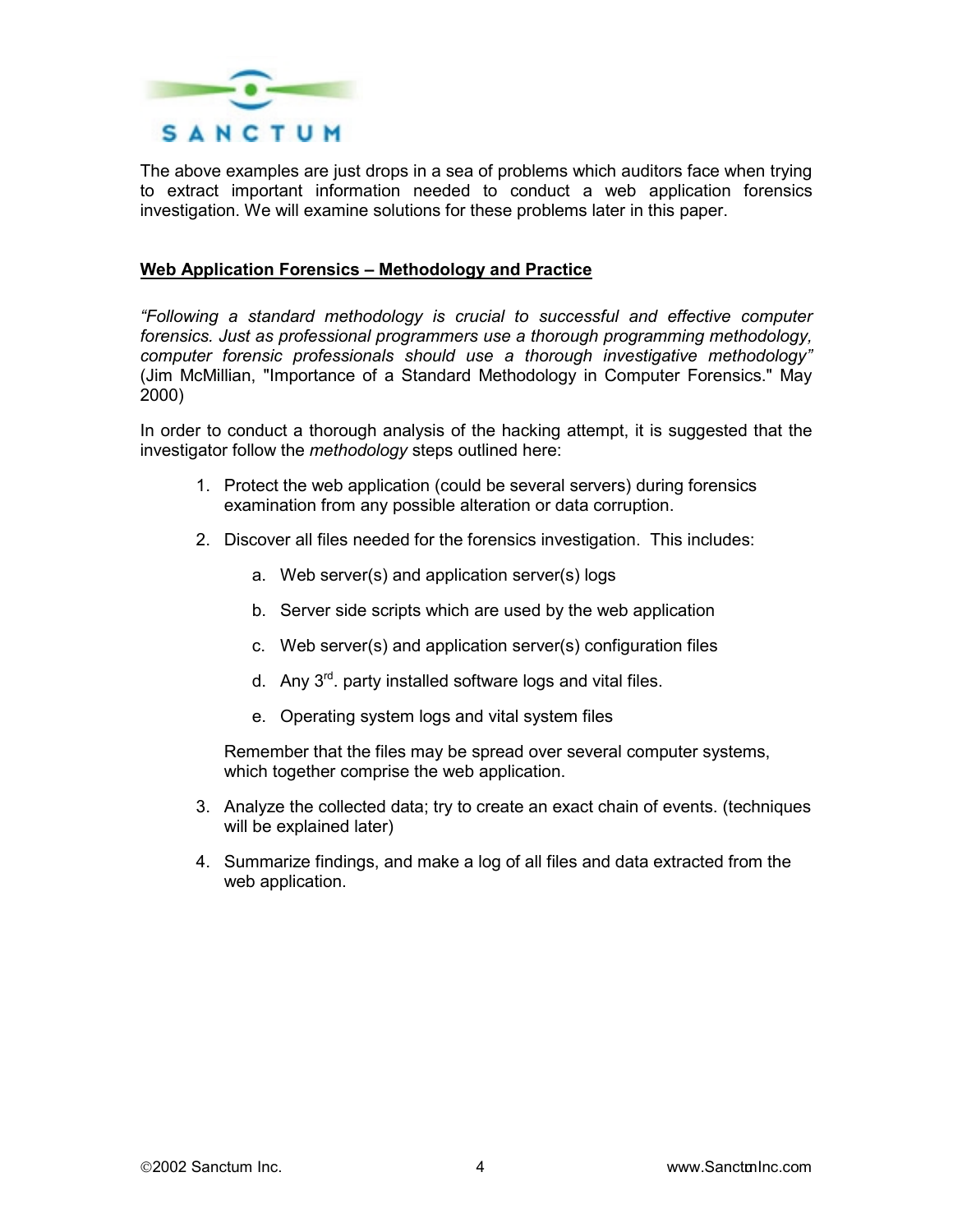The above examples are just drops in a sea of problems which auditors face when trying to extract important information needed to conduct a web application forensics investigation. We will examine solutions for these problems later in this paper.

## Web Application Forensics – Methodology and Practice

*"Following a standard methodology is crucial to successful and effective computer forensics. Just as professional programmers use a thorough programming methodology, computer forensic professionals should use a thorough investigative methodology"* (Jim McMillian, "Importance of a Standard Methodology in Computer Forensics." May 2000)

In order to conduct a thorough analysis of the hacking attempt, it is suggested that the investigator follow the *methodology* steps outlined here:

1. Protect the web application (could be several servers) during forensics examination from any possible alteration or data corruption.

2. Discover all files needed for the forensics investigation. This includes:

   a. Web server(s) and application server(s) logs

   b. Server side scripts which are used by the web application

   c. Web server(s) and application server(s) configuration files

   d. Any 3rd. party installed software logs and vital files.

   e. Operating system logs and vital system files

   Remember that the files may be spread over several computer systems, which together comprise the web application.

3. Analyze the collected data; try to create an exact chain of events. (techniques will be explained later)

4. Summarize findings, and make a log of all files and data extracted from the web application.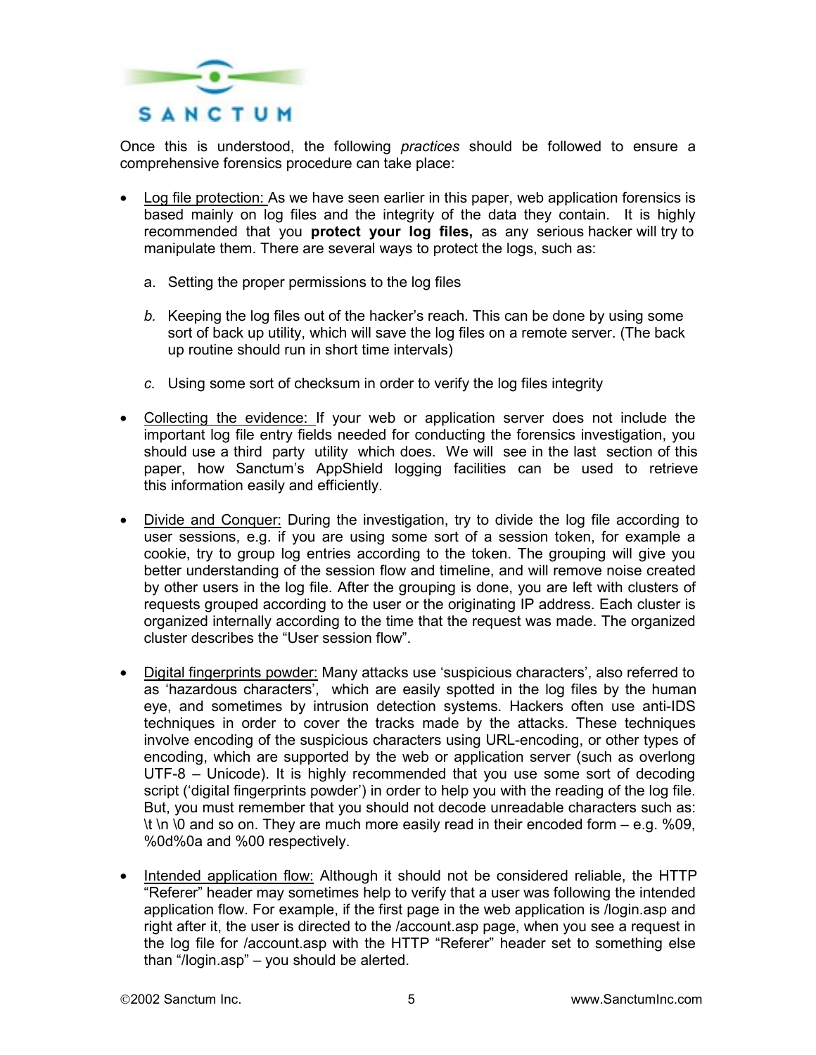Once this is understood, the following *practices* should be followed to ensure a comprehensive forensics procedure can take place:

- Log file protection: As we have seen earlier in this paper, web application forensics is based mainly on log files and the integrity of the data they contain. It is highly recommended that you **protect your log files,** as any serious hacker will try to manipulate them. There are several ways to protect the logs, such as:

  a. Setting the proper permissions to the log files

  *b.* Keeping the log files out of the hacker's reach. This can be done by using some sort of back up utility, which will save the log files on a remote server. (The back up routine should run in short time intervals)

  *c.* Using some sort of checksum in order to verify the log files integrity

- Collecting the evidence: If your web or application server does not include the important log file entry fields needed for conducting the forensics investigation, you should use a third party utility which does. We will see in the last section of this paper, how Sanctum's AppShield logging facilities can be used to retrieve this information easily and efficiently.

- Divide and Conquer: During the investigation, try to divide the log file according to user sessions, e.g. if you are using some sort of a session token, for example a cookie, try to group log entries according to the token. The grouping will give you better understanding of the session flow and timeline, and will remove noise created by other users in the log file. After the grouping is done, you are left with clusters of requests grouped according to the user or the originating IP address. Each cluster is organized internally according to the time that the request was made. The organized cluster describes the "User session flow".

- Digital fingerprints powder: Many attacks use 'suspicious characters', also referred to as 'hazardous characters', which are easily spotted in the log files by the human eye, and sometimes by intrusion detection systems. Hackers often use anti-IDS techniques in order to cover the tracks made by the attacks. These techniques involve encoding of the suspicious characters using URL-encoding, or other types of encoding, which are supported by the web or application server (such as overlong UTF-8 – Unicode). It is highly recommended that you use some sort of decoding script ('digital fingerprints powder') in order to help you with the reading of the log file. But, you must remember that you should not decode unreadable characters such as: \t \n \0 and so on. They are much more easily read in their encoded form – e.g. %09, %0d%0a and %00 respectively.

- Intended application flow: Although it should not be considered reliable, the HTTP "Referer" header may sometimes help to verify that a user was following the intended application flow. For example, if the first page in the web application is /login.asp and right after it, the user is directed to the /account.asp page, when you see a request in the log file for /account.asp with the HTTP "Referer" header set to something else than "/login.asp" – you should be alerted.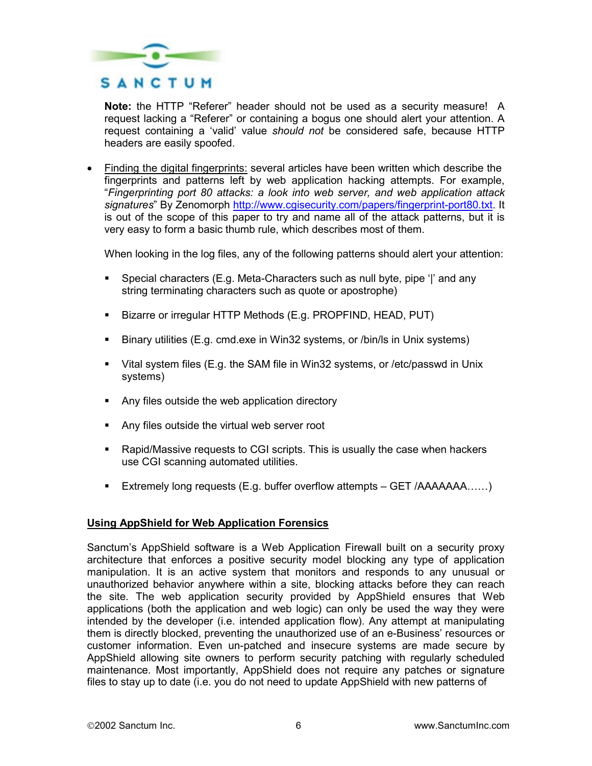**Note:** the HTTP "Referer" header should not be used as a security measure! A request lacking a "Referer" or containing a bogus one should alert your attention. A request containing a 'valid' value *should not* be considered safe, because HTTP headers are easily spoofed.

- Finding the digital fingerprints: several articles have been written which describe the fingerprints and patterns left by web application hacking attempts. For example, "*Fingerprinting port 80 attacks: a look into web server, and web application attack signatures*" By Zenomorph http://www.cgisecurity.com/papers/fingerprint-port80.txt. It is out of the scope of this paper to try and name all of the attack patterns, but it is very easy to form a basic thumb rule, which describes most of them.

  When looking in the log files, any of the following patterns should alert your attention:

  - Special characters (E.g. Meta-Characters such as null byte, pipe '|' and any string terminating characters such as quote or apostrophe)
  - Bizarre or irregular HTTP Methods (E.g. PROPFIND, HEAD, PUT)
  - Binary utilities (E.g. cmd.exe in Win32 systems, or /bin/ls in Unix systems)
  - Vital system files (E.g. the SAM file in Win32 systems, or /etc/passwd in Unix systems)
  - Any files outside the web application directory
  - Any files outside the virtual web server root
  - Rapid/Massive requests to CGI scripts. This is usually the case when hackers use CGI scanning automated utilities.
  - Extremely long requests (E.g. buffer overflow attempts – GET /AAAAAAA……)

## Using AppShield for Web Application Forensics

Sanctum's AppShield software is a Web Application Firewall built on a security proxy architecture that enforces a positive security model blocking any type of application manipulation. It is an active system that monitors and responds to any unusual or unauthorized behavior anywhere within a site, blocking attacks before they can reach the site. The web application security provided by AppShield ensures that Web applications (both the application and web logic) can only be used the way they were intended by the developer (i.e. intended application flow). Any attempt at manipulating them is directly blocked, preventing the unauthorized use of an e-Business' resources or customer information. Even un-patched and insecure systems are made secure by AppShield allowing site owners to perform security patching with regularly scheduled maintenance. Most importantly, AppShield does not require any patches or signature files to stay up to date (i.e. you do not need to update AppShield with new patterns of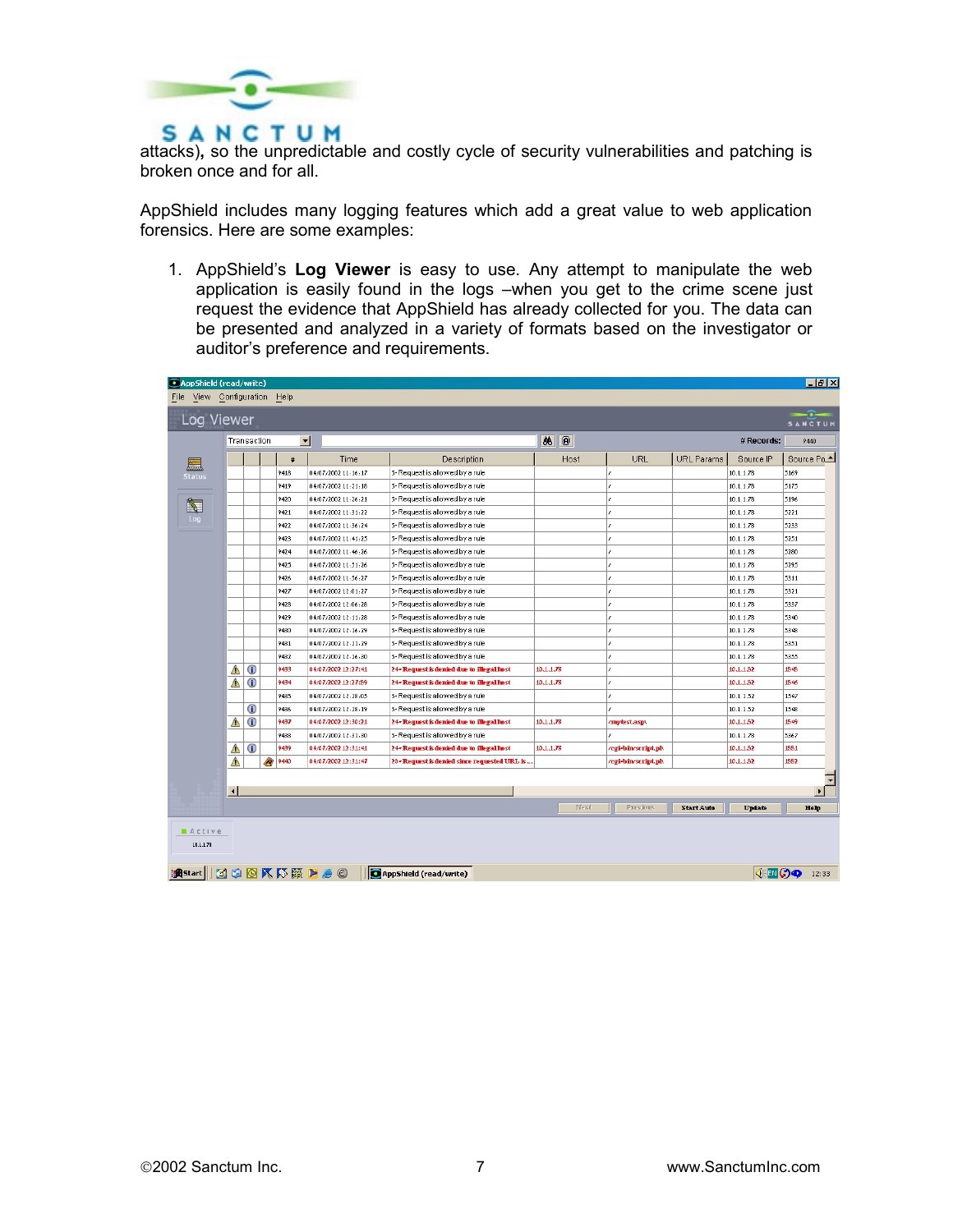attacks), so the unpredictable and costly cycle of security vulnerabilities and patching is broken once and for all.

AppShield includes many logging features which add a great value to web application forensics. Here are some examples:

1. AppShield's **Log Viewer** is easy to use. Any attempt to manipulate the web application is easily found in the logs –when you get to the crime scene just request the evidence that AppShield has already collected for you. The data can be presented and analyzed in a variety of formats based on the investigator or auditor's preference and requirements.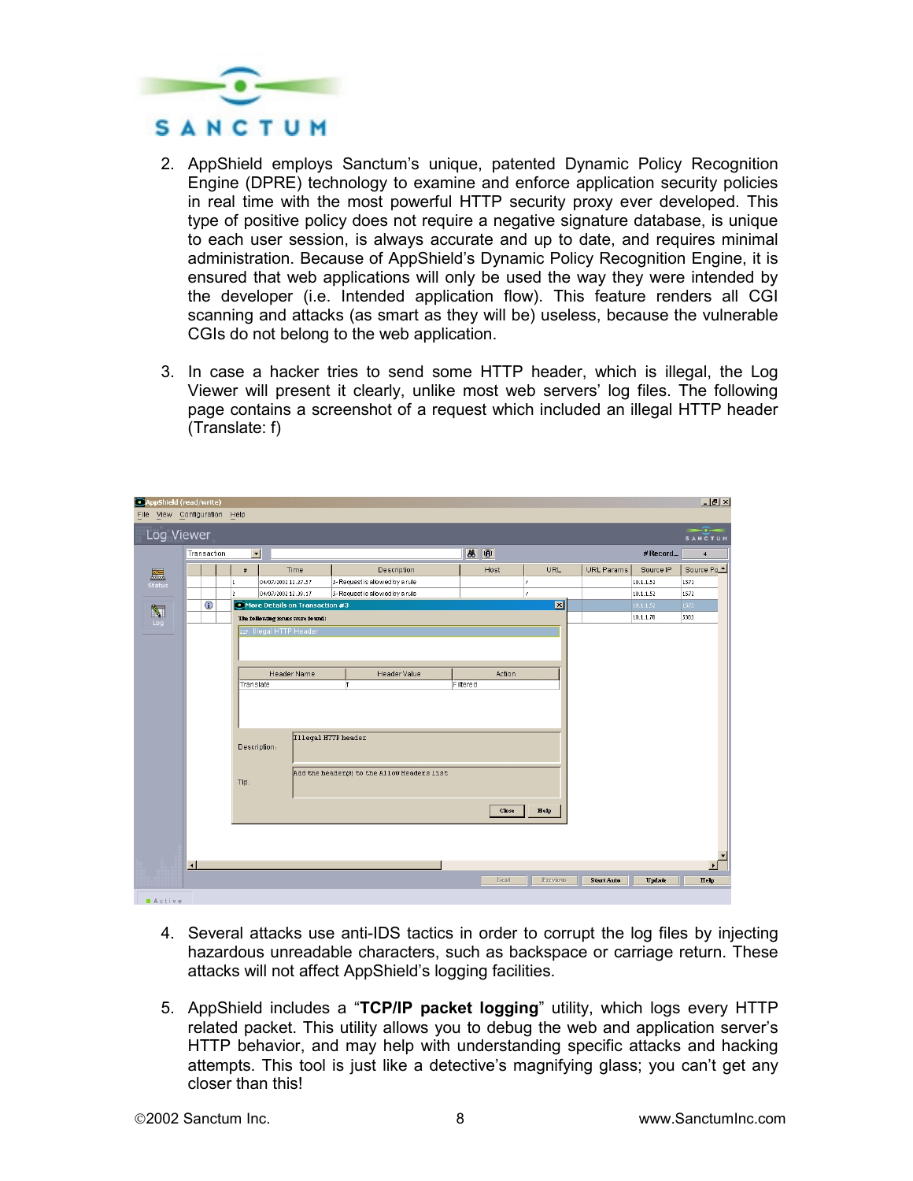2. AppShield employs Sanctum's unique, patented Dynamic Policy Recognition Engine (DPRE) technology to examine and enforce application security policies in real time with the most powerful HTTP security proxy ever developed. This type of positive policy does not require a negative signature database, is unique to each user session, is always accurate and up to date, and requires minimal administration. Because of AppShield's Dynamic Policy Recognition Engine, it is ensured that web applications will only be used the way they were intended by the developer (i.e. Intended application flow). This feature renders all CGI scanning and attacks (as smart as they will be) useless, because the vulnerable CGIs do not belong to the web application.

3. In case a hacker tries to send some HTTP header, which is illegal, the Log Viewer will present it clearly, unlike most web servers' log files. The following page contains a screenshot of a request which included an illegal HTTP header (Translate: f)

4. Several attacks use anti-IDS tactics in order to corrupt the log files by injecting hazardous unreadable characters, such as backspace or carriage return. These attacks will not affect AppShield's logging facilities.

5. AppShield includes a "**TCP/IP packet logging**" utility, which logs every HTTP related packet. This utility allows you to debug the web and application server's HTTP behavior, and may help with understanding specific attacks and hacking attempts. This tool is just like a detective's magnifying glass; you can't get any closer than this!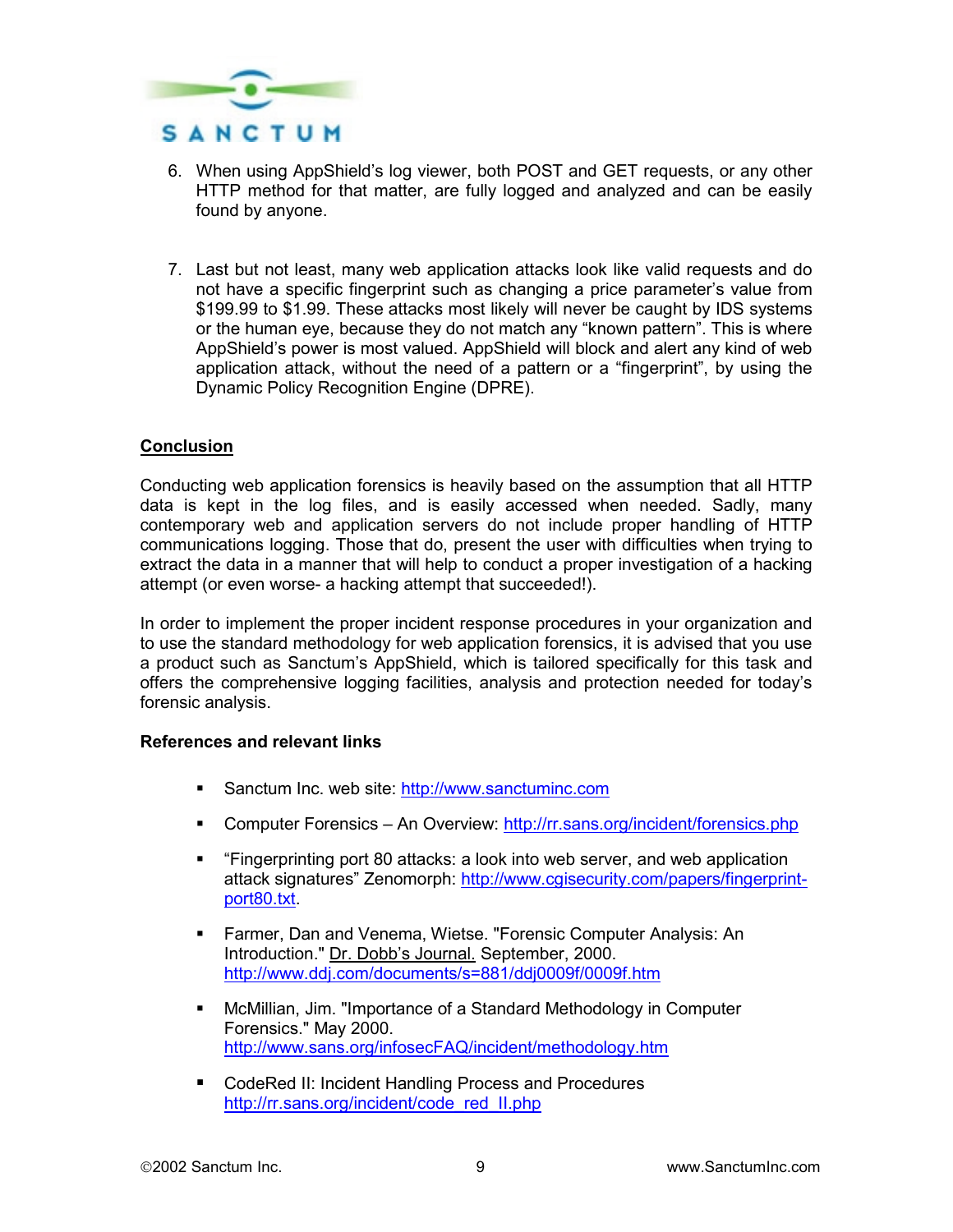6. When using AppShield's log viewer, both POST and GET requests, or any other HTTP method for that matter, are fully logged and analyzed and can be easily found by anyone.

7. Last but not least, many web application attacks look like valid requests and do not have a specific fingerprint such as changing a price parameter's value from $199.99 to $1.99. These attacks most likely will never be caught by IDS systems or the human eye, because they do not match any "known pattern". This is where AppShield's power is most valued. AppShield will block and alert any kind of web application attack, without the need of a pattern or a "fingerprint", by using the Dynamic Policy Recognition Engine (DPRE).

## Conclusion

Conducting web application forensics is heavily based on the assumption that all HTTP data is kept in the log files, and is easily accessed when needed. Sadly, many contemporary web and application servers do not include proper handling of HTTP communications logging. Those that do, present the user with difficulties when trying to extract the data in a manner that will help to conduct a proper investigation of a hacking attempt (or even worse- a hacking attempt that succeeded!).

In order to implement the proper incident response procedures in your organization and to use the standard methodology for web application forensics, it is advised that you use a product such as Sanctum's AppShield, which is tailored specifically for this task and offers the comprehensive logging facilities, analysis and protection needed for today's forensic analysis.

### References and relevant links

- Sanctum Inc. web site: http://www.sanctuminc.com
- Computer Forensics – An Overview: http://rr.sans.org/incident/forensics.php
- "Fingerprinting port 80 attacks: a look into web server, and web application attack signatures" Zenomorph: http://www.cgisecurity.com/papers/fingerprint-port80.txt.
- Farmer, Dan and Venema, Wietse. "Forensic Computer Analysis: An Introduction." Dr. Dobb's Journal. September, 2000. http://www.ddj.com/documents/s=881/ddj0009f/0009f.htm
- McMillian, Jim. "Importance of a Standard Methodology in Computer Forensics." May 2000. http://www.sans.org/infosecFAQ/incident/methodology.htm
- CodeRed II: Incident Handling Process and Procedures http://rr.sans.org/incident/code_red_II.php